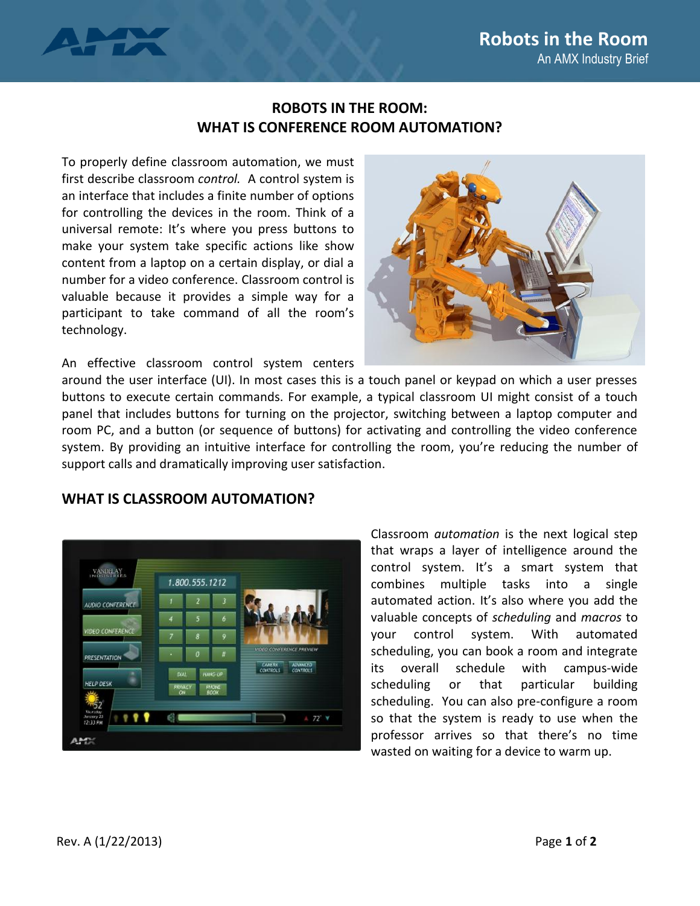## ROBOTS IN THE ROOM:
## WHAT IS CONFERENCE ROOM AUTOMATION?

To properly define classroom automation, we must first describe classroom *control.* A control system is an interface that includes a finite number of options for controlling the devices in the room. Think of a universal remote: It's where you press buttons to make your system take specific actions like show content from a laptop on a certain display, or dial a number for a video conference. Classroom control is valuable because it provides a simple way for a participant to take command of all the room's technology.

An effective classroom control system centers around the user interface (UI). In most cases this is a touch panel or keypad on which a user presses buttons to execute certain commands. For example, a typical classroom UI might consist of a touch panel that includes buttons for turning on the projector, switching between a laptop computer and room PC, and a button (or sequence of buttons) for activating and controlling the video conference system. By providing an intuitive interface for controlling the room, you're reducing the number of support calls and dramatically improving user satisfaction.

## WHAT IS CLASSROOM AUTOMATION?

Classroom *automation* is the next logical step that wraps a layer of intelligence around the control system. It's a smart system that combines multiple tasks into a single automated action. It's also where you add the valuable concepts of *scheduling* and *macros* to your control system. With automated scheduling, you can book a room and integrate its overall schedule with campus-wide scheduling or that particular building scheduling. You can also pre-configure a room so that the system is ready to use when the professor arrives so that there's no time wasted on waiting for a device to warm up.

Rev. A (1/22/2013)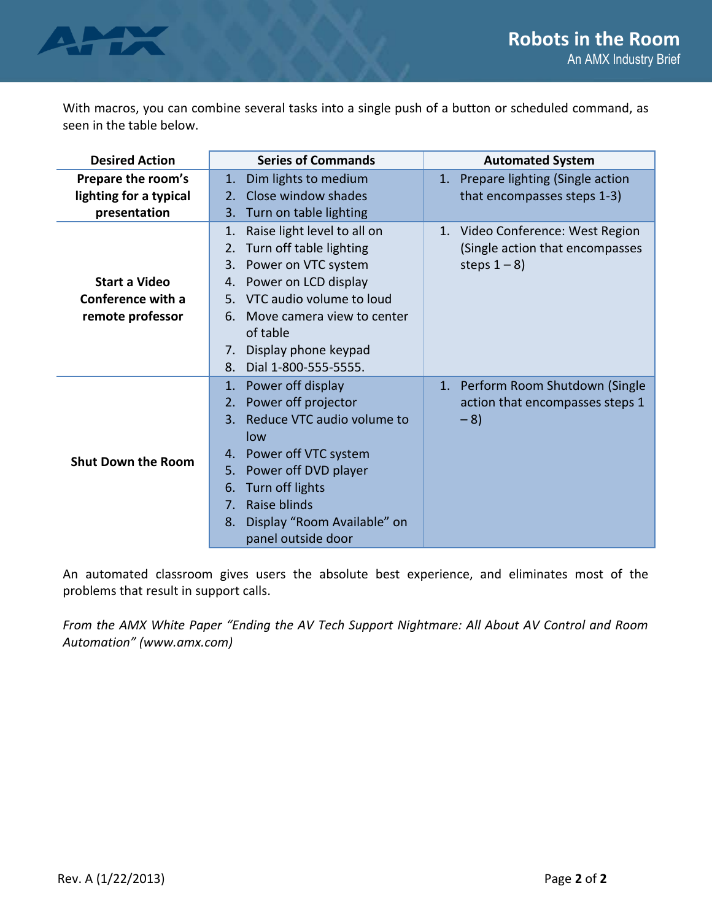With macros, you can combine several tasks into a single push of a button or scheduled command, as seen in the table below.

| Desired Action | Series of Commands | Automated System |
|---|---|---|
| **Prepare the room's lighting for a typical presentation** | 1. Dim lights to medium<br>2. Close window shades<br>3. Turn on table lighting | 1. Prepare lighting (Single action that encompasses steps 1-3) |
| **Start a Video Conference with a remote professor** | 1. Raise light level to all on<br>2. Turn off table lighting<br>3. Power on VTC system<br>4. Power on LCD display<br>5. VTC audio volume to loud<br>6. Move camera view to center of table<br>7. Display phone keypad<br>8. Dial 1-800-555-5555. | 1. Video Conference: West Region (Single action that encompasses steps 1 – 8) |
| **Shut Down the Room** | 1. Power off display<br>2. Power off projector<br>3. Reduce VTC audio volume to low<br>4. Power off VTC system<br>5. Power off DVD player<br>6. Turn off lights<br>7. Raise blinds<br>8. Display "Room Available" on panel outside door | 1. Perform Room Shutdown (Single action that encompasses steps 1 – 8) |

An automated classroom gives users the absolute best experience, and eliminates most of the problems that result in support calls.

*From the AMX White Paper "Ending the AV Tech Support Nightmare: All About AV Control and Room Automation" (www.amx.com)*

Rev. A (1/22/2013)